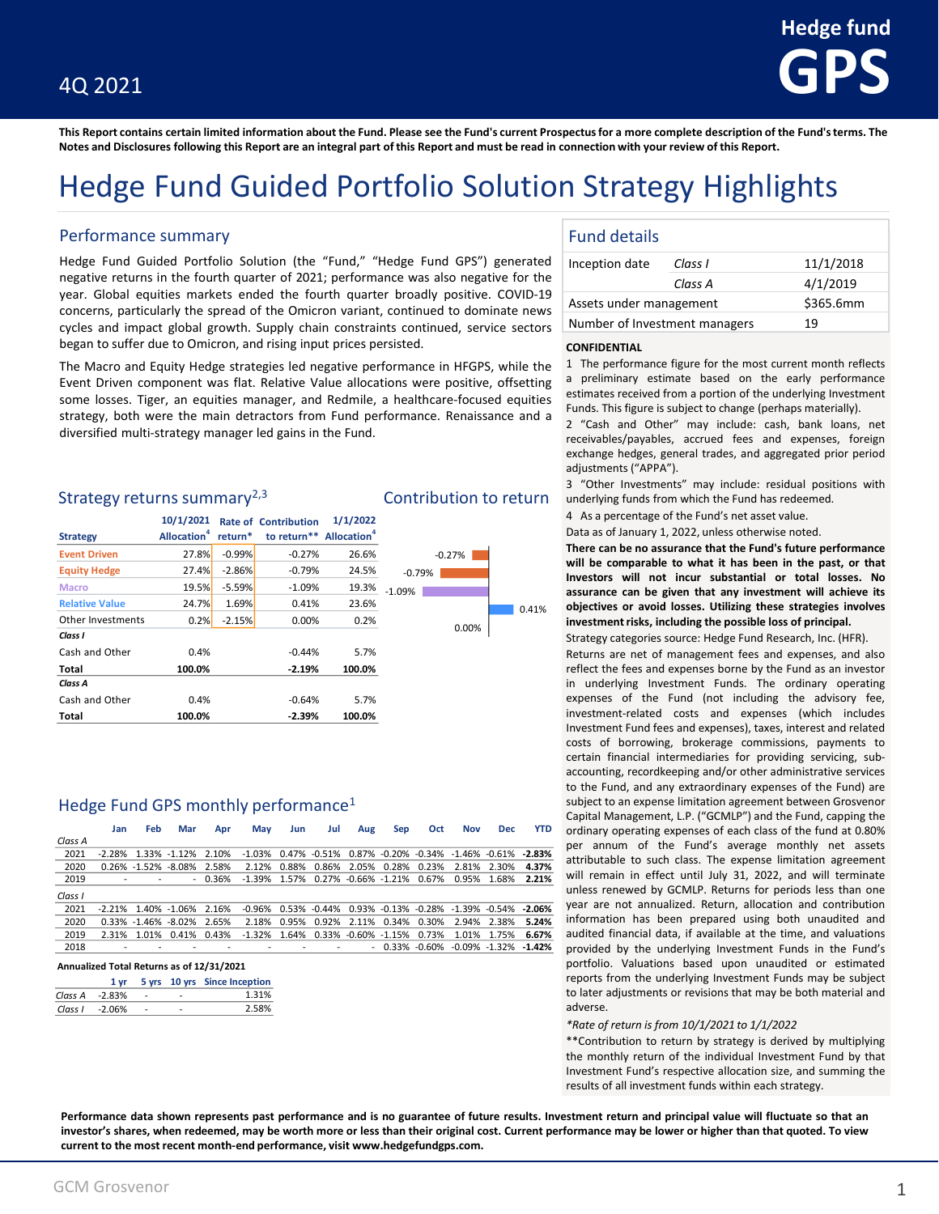4Q 2021

# Hedge fund GPS

**This Report contains certain limited information about the Fund. Please see the Fund's current Prospectus for a more complete description of the Fund's terms. The Notes and Disclosures following this Report are an integral part of this Report and must be read in connection with your review of this Report.**

# Hedge Fund Guided Portfolio Solution Strategy Highlights

## Performance summary

Hedge Fund Guided Portfolio Solution (the "Fund," "Hedge Fund GPS") generated negative returns in the fourth quarter of 2021; performance was also negative for the year. Global equities markets ended the fourth quarter broadly positive. COVID-19 concerns, particularly the spread of the Omicron variant, continued to dominate news cycles and impact global growth. Supply chain constraints continued, service sectors began to suffer due to Omicron, and rising input prices persisted.

The Macro and Equity Hedge strategies led negative performance in HFGPS, while the Event Driven component was flat. Relative Value allocations were positive, offsetting some losses. Tiger, an equities manager, and Redmile, a healthcare-focused equities strategy, both were the main detractors from Fund performance. Renaissance and a diversified multi-strategy manager led gains in the Fund.

## Fund details

| | | |
|---|---|---|
| Inception date | *Class I* | 11/1/2018 |
| | *Class A* | 4/1/2019 |
| Assets under management | | $365.6mm |
| Number of Investment managers | | 19 |

## Strategy returns summary[2,3]

| Strategy | 10/1/2021 Allocation[4] | Rate of return* | Contribution to return** | 1/1/2022 Allocation[4] |
|---|---|---|---|---|
| Event Driven | 27.8% | -0.99% | -0.27% | 26.6% |
| Equity Hedge | 27.4% | -2.86% | -0.79% | 24.5% |
| Macro | 19.5% | -5.59% | -1.09% | 19.3% |
| Relative Value | 24.7% | 1.69% | 0.41% | 23.6% |
| Other Investments | 0.2% | -2.15% | 0.00% | 0.2% |
| ***Class I*** | | | | |
| Cash and Other | 0.4% | | -0.44% | 5.7% |
| **Total** | **100.0%** | | **-2.19%** | **100.0%** |
| ***Class A*** | | | | |
| Cash and Other | 0.4% | | -0.64% | 5.7% |
| **Total** | **100.0%** | | **-2.39%** | **100.0%** |

## Contribution to return

| Strategy | Contribution |
|---|---|
| Event Driven | -0.27% |
| Equity Hedge | -0.79% |
| Macro | -1.09% |
| Relative Value | 0.41% |
| Other Investments | 0.00% |

## Hedge Fund GPS monthly performance[1]

| | Jan | Feb | Mar | Apr | May | Jun | Jul | Aug | Sep | Oct | Nov | Dec | YTD |
|---|---|---|---|---|---|---|---|---|---|---|---|---|---|
| *Class A* | | | | | | | | | | | | | |
| 2021 | -2.28% | 1.33% | -1.12% | 2.10% | -1.03% | 0.47% | -0.51% | 0.87% | -0.20% | -0.34% | -1.46% | -0.61% | **-2.83%** |
| 2020 | 0.26% | -1.52% | -8.08% | 2.58% | 2.12% | 0.88% | 0.86% | 2.05% | 0.28% | 0.23% | 2.81% | 2.30% | **4.37%** |
| 2019 | - | - | - | 0.36% | -1.39% | 1.57% | 0.27% | -0.66% | -1.21% | 0.67% | 0.95% | 1.68% | **2.21%** |
| *Class I* | | | | | | | | | | | | | |
| 2021 | -2.21% | 1.40% | -1.06% | 2.16% | -0.96% | 0.53% | -0.44% | 0.93% | -0.13% | -0.28% | -1.39% | -0.54% | **-2.06%** |
| 2020 | 0.33% | -1.46% | -8.02% | 2.65% | 2.18% | 0.95% | 0.92% | 2.11% | 0.34% | 0.30% | 2.94% | 2.38% | **5.24%** |
| 2019 | 2.31% | 1.01% | 0.41% | 0.43% | -1.32% | 1.64% | 0.33% | -0.60% | -1.15% | 0.73% | 1.01% | 1.75% | **6.67%** |
| 2018 | - | - | - | - | - | - | - | - | 0.33% | -0.60% | -0.09% | -1.32% | **-1.42%** |

**Annualized Total Returns as of 12/31/2021**

| | 1 yr | 5 yrs | 10 yrs | Since Inception |
|---|---|---|---|---|
| *Class A* | -2.83% | - | - | 1.31% |
| *Class I* | -2.06% | - | - | 2.58% |

**CONFIDENTIAL**

1 The performance figure for the most current month reflects a preliminary estimate based on the early performance estimates received from a portion of the underlying Investment Funds. This figure is subject to change (perhaps materially).

2 "Cash and Other" may include: cash, bank loans, net receivables/payables, accrued fees and expenses, foreign exchange hedges, general trades, and aggregated prior period adjustments ("APPA").

3 "Other Investments" may include: residual positions with underlying funds from which the Fund has redeemed.

4 As a percentage of the Fund's net asset value.

Data as of January 1, 2022, unless otherwise noted.

**There can be no assurance that the Fund's future performance will be comparable to what it has been in the past, or that Investors will not incur substantial or total losses. No assurance can be given that any investment will achieve its objectives or avoid losses. Utilizing these strategies involves investment risks, including the possible loss of principal.**

Strategy categories source: Hedge Fund Research, Inc. (HFR).

Returns are net of management fees and expenses, and also reflect the fees and expenses borne by the Fund as an investor in underlying Investment Funds. The ordinary operating expenses of the Fund (not including the advisory fee, investment-related costs and expenses (which includes Investment Fund fees and expenses), taxes, interest and related costs of borrowing, brokerage commissions, payments to certain financial intermediaries for providing servicing, sub-accounting, recordkeeping and/or other administrative services to the Fund, and any extraordinary expenses of the Fund) are subject to an expense limitation agreement between Grosvenor Capital Management, L.P. ("GCMLP") and the Fund, capping the ordinary operating expenses of each class of the fund at 0.80% per annum of the Fund's average monthly net assets attributable to such class. The expense limitation agreement will remain in effect until July 31, 2022, and will terminate unless renewed by GCMLP. Returns for periods less than one year are not annualized. Return, allocation and contribution information has been prepared using both unaudited and audited financial data, if available at the time, and valuations provided by the underlying Investment Funds in the Fund's portfolio. Valuations based upon unaudited or estimated reports from the underlying Investment Funds may be subject to later adjustments or revisions that may be both material and adverse.

*\*Rate of return is from 10/1/2021 to 1/1/2022*

\*\*Contribution to return by strategy is derived by multiplying the monthly return of the individual Investment Fund by that Investment Fund's respective allocation size, and summing the results of all investment funds within each strategy.

**Performance data shown represents past performance and is no guarantee of future results. Investment return and principal value will fluctuate so that an investor's shares, when redeemed, may be worth more or less than their original cost. Current performance may be lower or higher than that quoted. To view current to the most recent month-end performance, visit www.hedgefundgps.com.**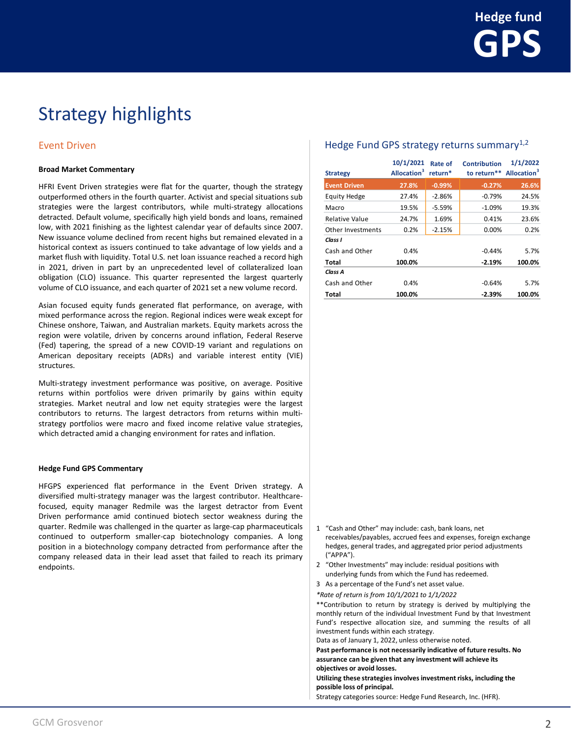# Strategy highlights

## Event Driven

**Broad Market Commentary**

HFRI Event Driven strategies were flat for the quarter, though the strategy outperformed others in the fourth quarter. Activist and special situations sub strategies were the largest contributors, while multi-strategy allocations detracted. Default volume, specifically high yield bonds and loans, remained low, with 2021 finishing as the lightest calendar year of defaults since 2007. New issuance volume declined from recent highs but remained elevated in a historical context as issuers continued to take advantage of low yields and a market flush with liquidity. Total U.S. net loan issuance reached a record high in 2021, driven in part by an unprecedented level of collateralized loan obligation (CLO) issuance. This quarter represented the largest quarterly volume of CLO issuance, and each quarter of 2021 set a new volume record.

Asian focused equity funds generated flat performance, on average, with mixed performance across the region. Regional indices were weak except for Chinese onshore, Taiwan, and Australian markets. Equity markets across the region were volatile, driven by concerns around inflation, Federal Reserve (Fed) tapering, the spread of a new COVID-19 variant and regulations on American depositary receipts (ADRs) and variable interest entity (VIE) structures.

Multi-strategy investment performance was positive, on average. Positive returns within portfolios were driven primarily by gains within equity strategies. Market neutral and low net equity strategies were the largest contributors to returns. The largest detractors from returns within multi-strategy portfolios were macro and fixed income relative value strategies, which detracted amid a changing environment for rates and inflation.

**Hedge Fund GPS Commentary**

HFGPS experienced flat performance in the Event Driven strategy. A diversified multi-strategy manager was the largest contributor. Healthcare-focused, equity manager Redmile was the largest detractor from Event Driven performance amid continued biotech sector weakness during the quarter. Redmile was challenged in the quarter as large-cap pharmaceuticals continued to outperform smaller-cap biotechnology companies. A long position in a biotechnology company detracted from performance after the company released data in their lead asset that failed to reach its primary endpoints.

## Hedge Fund GPS strategy returns summary[1,2]

| Strategy | 10/1/2021 Allocation[3] | Rate of return* | Contribution to return** | 1/1/2022 Allocation[3] |
|---|---|---|---|---|
| **Event Driven** | **27.8%** | **-0.99%** | **-0.27%** | **26.6%** |
| Equity Hedge | 27.4% | -2.86% | -0.79% | 24.5% |
| Macro | 19.5% | -5.59% | -1.09% | 19.3% |
| Relative Value | 24.7% | 1.69% | 0.41% | 23.6% |
| Other Investments | 0.2% | -2.15% | 0.00% | 0.2% |
| ***Class I*** | | | | |
| Cash and Other | 0.4% | | -0.44% | 5.7% |
| **Total** | **100.0%** | | **-2.19%** | **100.0%** |
| ***Class A*** | | | | |
| Cash and Other | 0.4% | | -0.64% | 5.7% |
| **Total** | **100.0%** | | **-2.39%** | **100.0%** |

1. "Cash and Other" may include: cash, bank loans, net receivables/payables, accrued fees and expenses, foreign exchange hedges, general trades, and aggregated prior period adjustments ("APPA").
2. "Other Investments" may include: residual positions with underlying funds from which the Fund has redeemed.
3. As a percentage of the Fund's net asset value.

*Rate of return is from 10/1/2021 to 1/1/2022*

**Contribution to return by strategy is derived by multiplying the monthly return of the individual Investment Fund by that Investment Fund's respective allocation size, and summing the results of all investment funds within each strategy.

Data as of January 1, 2022, unless otherwise noted.

**Past performance is not necessarily indicative of future results. No assurance can be given that any investment will achieve its objectives or avoid losses.**

**Utilizing these strategies involves investment risks, including the possible loss of principal.**

Strategy categories source: Hedge Fund Research, Inc. (HFR).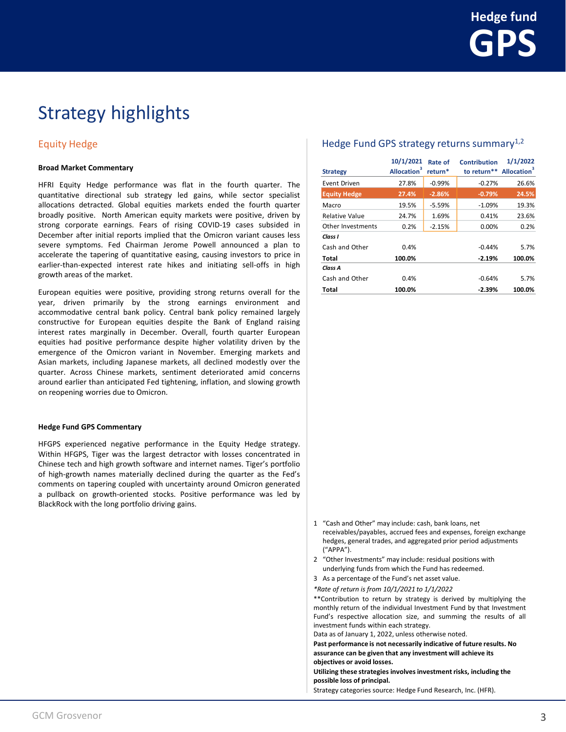# Strategy highlights

## Equity Hedge

### Broad Market Commentary

HFRI Equity Hedge performance was flat in the fourth quarter. The quantitative directional sub strategy led gains, while sector specialist allocations detracted. Global equities markets ended the fourth quarter broadly positive. North American equity markets were positive, driven by strong corporate earnings. Fears of rising COVID-19 cases subsided in December after initial reports implied that the Omicron variant causes less severe symptoms. Fed Chairman Jerome Powell announced a plan to accelerate the tapering of quantitative easing, causing investors to price in earlier-than-expected interest rate hikes and initiating sell-offs in high growth areas of the market.

European equities were positive, providing strong returns overall for the year, driven primarily by the strong earnings environment and accommodative central bank policy. Central bank policy remained largely constructive for European equities despite the Bank of England raising interest rates marginally in December. Overall, fourth quarter European equities had positive performance despite higher volatility driven by the emergence of the Omicron variant in November. Emerging markets and Asian markets, including Japanese markets, all declined modestly over the quarter. Across Chinese markets, sentiment deteriorated amid concerns around earlier than anticipated Fed tightening, inflation, and slowing growth on reopening worries due to Omicron.

### Hedge Fund GPS Commentary

HFGPS experienced negative performance in the Equity Hedge strategy. Within HFGPS, Tiger was the largest detractor with losses concentrated in Chinese tech and high growth software and internet names. Tiger's portfolio of high-growth names materially declined during the quarter as the Fed's comments on tapering coupled with uncertainty around Omicron generated a pullback on growth-oriented stocks. Positive performance was led by BlackRock with the long portfolio driving gains.

## Hedge Fund GPS strategy returns summary[1,2]

| Strategy | 10/1/2021 Allocation[3] | Rate of return* | Contribution to return** | 1/1/2022 Allocation[3] |
|---|---|---|---|---|
| Event Driven | 27.8% | -0.99% | -0.27% | 26.6% |
| **Equity Hedge** | **27.4%** | **-2.86%** | **-0.79%** | **24.5%** |
| Macro | 19.5% | -5.59% | -1.09% | 19.3% |
| Relative Value | 24.7% | 1.69% | 0.41% | 23.6% |
| Other Investments | 0.2% | -2.15% | 0.00% | 0.2% |
| ***Class I*** | | | | |
| Cash and Other | 0.4% | | -0.44% | 5.7% |
| **Total** | **100.0%** | | **-2.19%** | **100.0%** |
| ***Class A*** | | | | |
| Cash and Other | 0.4% | | -0.64% | 5.7% |
| **Total** | **100.0%** | | **-2.39%** | **100.0%** |

1. "Cash and Other" may include: cash, bank loans, net receivables/payables, accrued fees and expenses, foreign exchange hedges, general trades, and aggregated prior period adjustments ("APPA").
2. "Other Investments" may include: residual positions with underlying funds from which the Fund has redeemed.
3. As a percentage of the Fund's net asset value.

*Rate of return is from 10/1/2021 to 1/1/2022*

**Contribution to return by strategy is derived by multiplying the monthly return of the individual Investment Fund by that Investment Fund's respective allocation size, and summing the results of all investment funds within each strategy.

Data as of January 1, 2022, unless otherwise noted.

**Past performance is not necessarily indicative of future results. No assurance can be given that any investment will achieve its objectives or avoid losses.**

**Utilizing these strategies involves investment risks, including the possible loss of principal.**

Strategy categories source: Hedge Fund Research, Inc. (HFR).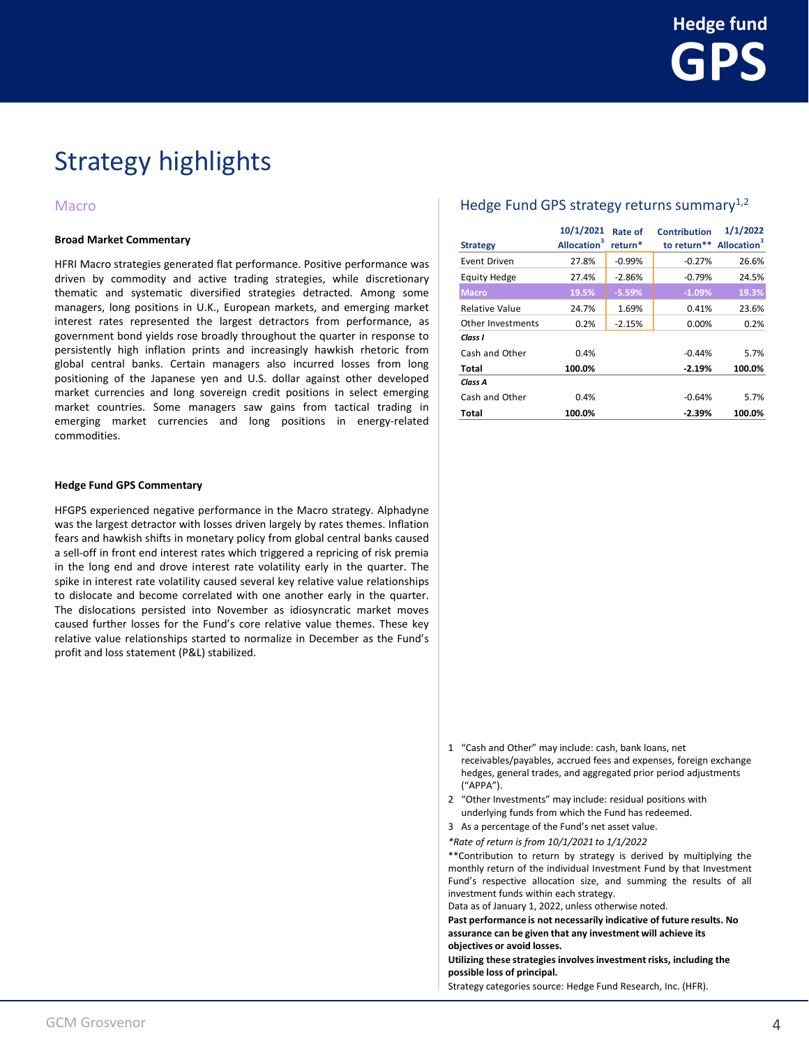# Strategy highlights

## Macro

### Broad Market Commentary

HFRI Macro strategies generated flat performance. Positive performance was driven by commodity and active trading strategies, while discretionary thematic and systematic diversified strategies detracted. Among some managers, long positions in U.K., European markets, and emerging market interest rates represented the largest detractors from performance, as government bond yields rose broadly throughout the quarter in response to persistently high inflation prints and increasingly hawkish rhetoric from global central banks. Certain managers also incurred losses from long positioning of the Japanese yen and U.S. dollar against other developed market currencies and long sovereign credit positions in select emerging market countries. Some managers saw gains from tactical trading in emerging market currencies and long positions in energy-related commodities.

### Hedge Fund GPS Commentary

HFGPS experienced negative performance in the Macro strategy. Alphadyne was the largest detractor with losses driven largely by rates themes. Inflation fears and hawkish shifts in monetary policy from global central banks caused a sell-off in front end interest rates which triggered a repricing of risk premia in the long end and drove interest rate volatility early in the quarter. The spike in interest rate volatility caused several key relative value relationships to dislocate and become correlated with one another early in the quarter. The dislocations persisted into November as idiosyncratic market moves caused further losses for the Fund's core relative value themes. These key relative value relationships started to normalize in December as the Fund's profit and loss statement (P&L) stabilized.

## Hedge Fund GPS strategy returns summary[1,2]

| Strategy | 10/1/2021 Allocation[3] | Rate of return* | Contribution to return** | 1/1/2022 Allocation[3] |
|---|---|---|---|---|
| Event Driven | 27.8% | -0.99% | -0.27% | 26.6% |
| Equity Hedge | 27.4% | -2.86% | -0.79% | 24.5% |
| **Macro** | **19.5%** | **-5.59%** | **-1.09%** | **19.3%** |
| Relative Value | 24.7% | 1.69% | 0.41% | 23.6% |
| Other Investments | 0.2% | -2.15% | 0.00% | 0.2% |
| ***Class I*** | | | | |
| Cash and Other | 0.4% | | -0.44% | 5.7% |
| **Total** | **100.0%** | | **-2.19%** | **100.0%** |
| ***Class A*** | | | | |
| Cash and Other | 0.4% | | -0.64% | 5.7% |
| **Total** | **100.0%** | | **-2.39%** | **100.0%** |

1 "Cash and Other" may include: cash, bank loans, net receivables/payables, accrued fees and expenses, foreign exchange hedges, general trades, and aggregated prior period adjustments ("APPA").

2 "Other Investments" may include: residual positions with underlying funds from which the Fund has redeemed.

3 As a percentage of the Fund's net asset value.

*Rate of return is from 10/1/2021 to 1/1/2022*

**Contribution to return by strategy is derived by multiplying the monthly return of the individual Investment Fund by that Investment Fund's respective allocation size, and summing the results of all investment funds within each strategy.

Data as of January 1, 2022, unless otherwise noted.

**Past performance is not necessarily indicative of future results. No assurance can be given that any investment will achieve its objectives or avoid losses.**

**Utilizing these strategies involves investment risks, including the possible loss of principal.**

Strategy categories source: Hedge Fund Research, Inc. (HFR).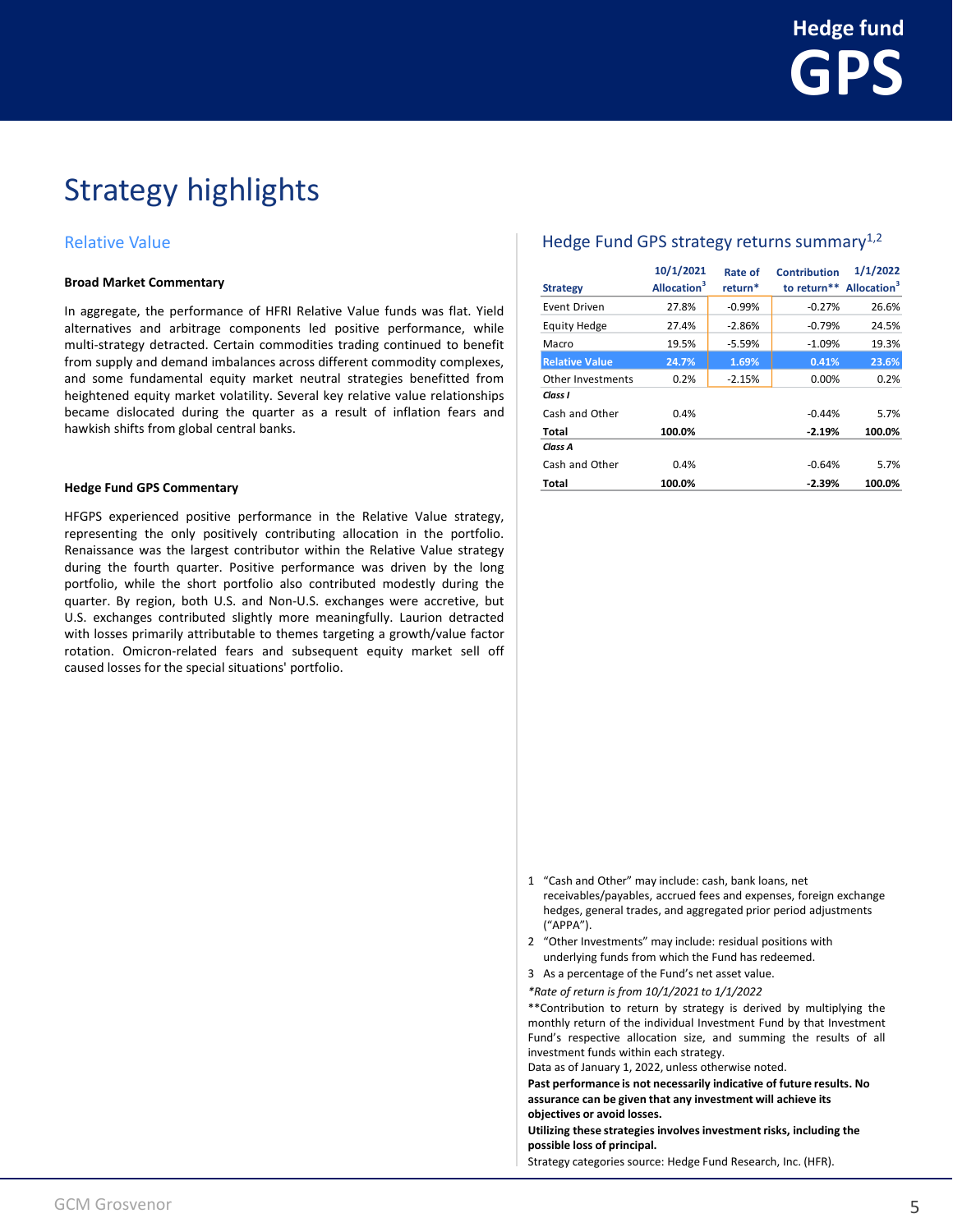# Strategy highlights

## Relative Value

**Broad Market Commentary**

In aggregate, the performance of HFRI Relative Value funds was flat. Yield alternatives and arbitrage components led positive performance, while multi-strategy detracted. Certain commodities trading continued to benefit from supply and demand imbalances across different commodity complexes, and some fundamental equity market neutral strategies benefitted from heightened equity market volatility. Several key relative value relationships became dislocated during the quarter as a result of inflation fears and hawkish shifts from global central banks.

**Hedge Fund GPS Commentary**

HFGPS experienced positive performance in the Relative Value strategy, representing the only positively contributing allocation in the portfolio. Renaissance was the largest contributor within the Relative Value strategy during the fourth quarter. Positive performance was driven by the long portfolio, while the short portfolio also contributed modestly during the quarter. By region, both U.S. and Non-U.S. exchanges were accretive, but U.S. exchanges contributed slightly more meaningfully. Laurion detracted with losses primarily attributable to themes targeting a growth/value factor rotation. Omicron-related fears and subsequent equity market sell off caused losses for the special situations' portfolio.

## Hedge Fund GPS strategy returns summary[1,2]

| Strategy | 10/1/2021 Allocation[3] | Rate of return* | Contribution to return** | 1/1/2022 Allocation[3] |
|---|---|---|---|---|
| Event Driven | 27.8% | -0.99% | -0.27% | 26.6% |
| Equity Hedge | 27.4% | -2.86% | -0.79% | 24.5% |
| Macro | 19.5% | -5.59% | -1.09% | 19.3% |
| **Relative Value** | **24.7%** | **1.69%** | **0.41%** | **23.6%** |
| Other Investments | 0.2% | -2.15% | 0.00% | 0.2% |
| ***Class I*** | | | | |
| Cash and Other | 0.4% | | -0.44% | 5.7% |
| **Total** | **100.0%** | | **-2.19%** | **100.0%** |
| ***Class A*** | | | | |
| Cash and Other | 0.4% | | -0.64% | 5.7% |
| **Total** | **100.0%** | | **-2.39%** | **100.0%** |

1. "Cash and Other" may include: cash, bank loans, net receivables/payables, accrued fees and expenses, foreign exchange hedges, general trades, and aggregated prior period adjustments ("APPA").
2. "Other Investments" may include: residual positions with underlying funds from which the Fund has redeemed.
3. As a percentage of the Fund's net asset value.

*Rate of return is from 10/1/2021 to 1/1/2022*

**Contribution to return by strategy is derived by multiplying the monthly return of the individual Investment Fund by that Investment Fund's respective allocation size, and summing the results of all investment funds within each strategy.

Data as of January 1, 2022, unless otherwise noted.

**Past performance is not necessarily indicative of future results. No assurance can be given that any investment will achieve its objectives or avoid losses.**

**Utilizing these strategies involves investment risks, including the possible loss of principal.**

Strategy categories source: Hedge Fund Research, Inc. (HFR).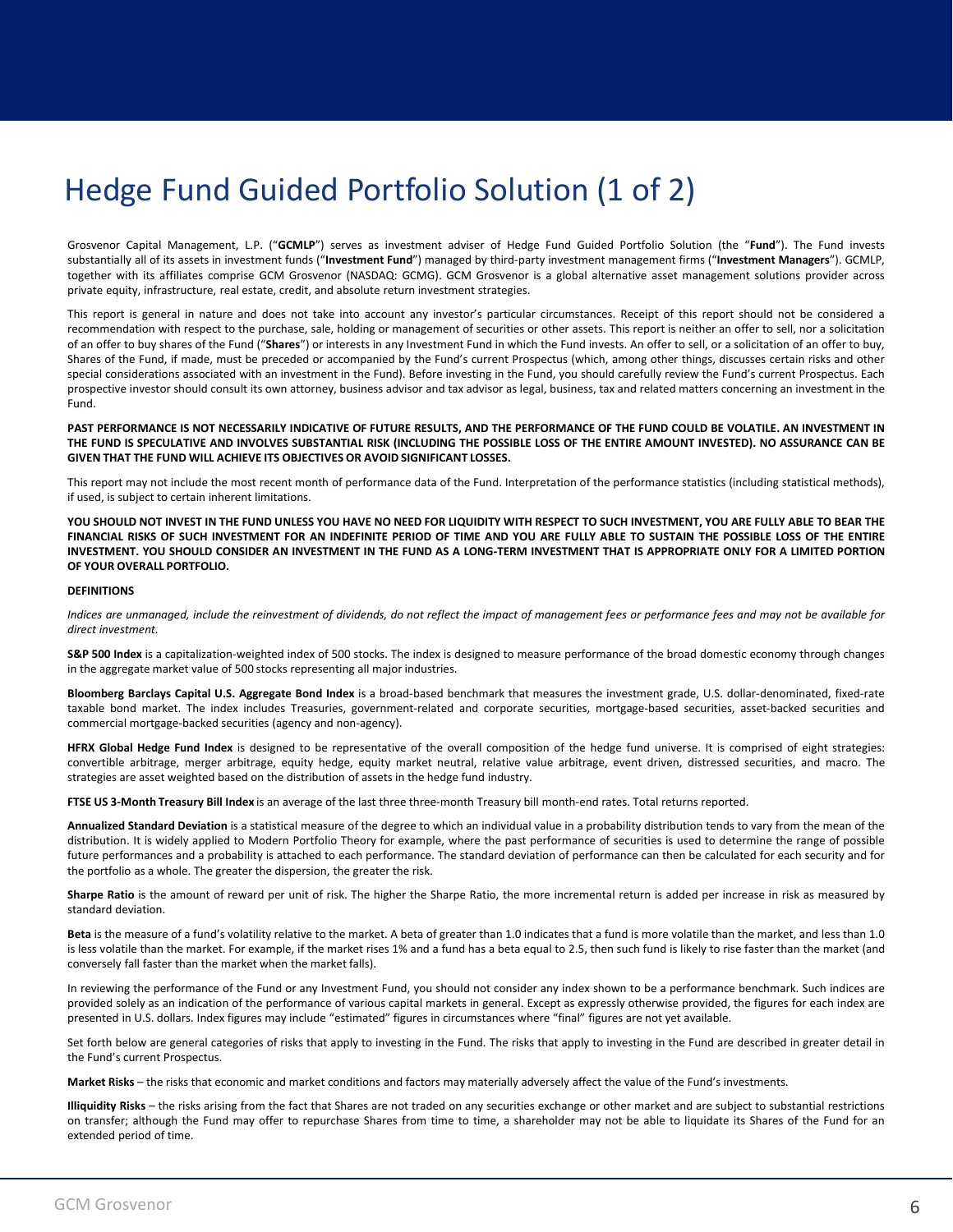# Hedge Fund Guided Portfolio Solution (1 of 2)

Grosvenor Capital Management, L.P. ("**GCMLP**") serves as investment adviser of Hedge Fund Guided Portfolio Solution (the "**Fund**"). The Fund invests substantially all of its assets in investment funds ("**Investment Fund**") managed by third-party investment management firms ("**Investment Managers**"). GCMLP, together with its affiliates comprise GCM Grosvenor (NASDAQ: GCMG). GCM Grosvenor is a global alternative asset management solutions provider across private equity, infrastructure, real estate, credit, and absolute return investment strategies.

This report is general in nature and does not take into account any investor's particular circumstances. Receipt of this report should not be considered a recommendation with respect to the purchase, sale, holding or management of securities or other assets. This report is neither an offer to sell, nor a solicitation of an offer to buy shares of the Fund ("**Shares**") or interests in any Investment Fund in which the Fund invests. An offer to sell, or a solicitation of an offer to buy, Shares of the Fund, if made, must be preceded or accompanied by the Fund's current Prospectus (which, among other things, discusses certain risks and other special considerations associated with an investment in the Fund). Before investing in the Fund, you should carefully review the Fund's current Prospectus. Each prospective investor should consult its own attorney, business advisor and tax advisor as legal, business, tax and related matters concerning an investment in the Fund.

**PAST PERFORMANCE IS NOT NECESSARILY INDICATIVE OF FUTURE RESULTS, AND THE PERFORMANCE OF THE FUND COULD BE VOLATILE. AN INVESTMENT IN THE FUND IS SPECULATIVE AND INVOLVES SUBSTANTIAL RISK (INCLUDING THE POSSIBLE LOSS OF THE ENTIRE AMOUNT INVESTED). NO ASSURANCE CAN BE GIVEN THAT THE FUND WILL ACHIEVE ITS OBJECTIVES OR AVOID SIGNIFICANT LOSSES.**

This report may not include the most recent month of performance data of the Fund. Interpretation of the performance statistics (including statistical methods), if used, is subject to certain inherent limitations.

**YOU SHOULD NOT INVEST IN THE FUND UNLESS YOU HAVE NO NEED FOR LIQUIDITY WITH RESPECT TO SUCH INVESTMENT, YOU ARE FULLY ABLE TO BEAR THE FINANCIAL RISKS OF SUCH INVESTMENT FOR AN INDEFINITE PERIOD OF TIME AND YOU ARE FULLY ABLE TO SUSTAIN THE POSSIBLE LOSS OF THE ENTIRE INVESTMENT. YOU SHOULD CONSIDER AN INVESTMENT IN THE FUND AS A LONG-TERM INVESTMENT THAT IS APPROPRIATE ONLY FOR A LIMITED PORTION OF YOUR OVERALL PORTFOLIO.**

**DEFINITIONS**

*Indices are unmanaged, include the reinvestment of dividends, do not reflect the impact of management fees or performance fees and may not be available for direct investment.*

**S&P 500 Index** is a capitalization-weighted index of 500 stocks. The index is designed to measure performance of the broad domestic economy through changes in the aggregate market value of 500 stocks representing all major industries.

**Bloomberg Barclays Capital U.S. Aggregate Bond Index** is a broad-based benchmark that measures the investment grade, U.S. dollar-denominated, fixed-rate taxable bond market. The index includes Treasuries, government-related and corporate securities, mortgage-based securities, asset-backed securities and commercial mortgage-backed securities (agency and non-agency).

**HFRX Global Hedge Fund Index** is designed to be representative of the overall composition of the hedge fund universe. It is comprised of eight strategies: convertible arbitrage, merger arbitrage, equity hedge, equity market neutral, relative value arbitrage, event driven, distressed securities, and macro. The strategies are asset weighted based on the distribution of assets in the hedge fund industry.

**FTSE US 3-Month Treasury Bill Index** is an average of the last three three-month Treasury bill month-end rates. Total returns reported.

**Annualized Standard Deviation** is a statistical measure of the degree to which an individual value in a probability distribution tends to vary from the mean of the distribution. It is widely applied to Modern Portfolio Theory for example, where the past performance of securities is used to determine the range of possible future performances and a probability is attached to each performance. The standard deviation of performance can then be calculated for each security and for the portfolio as a whole. The greater the dispersion, the greater the risk.

**Sharpe Ratio** is the amount of reward per unit of risk. The higher the Sharpe Ratio, the more incremental return is added per increase in risk as measured by standard deviation.

**Beta** is the measure of a fund's volatility relative to the market. A beta of greater than 1.0 indicates that a fund is more volatile than the market, and less than 1.0 is less volatile than the market. For example, if the market rises 1% and a fund has a beta equal to 2.5, then such fund is likely to rise faster than the market (and conversely fall faster than the market when the market falls).

In reviewing the performance of the Fund or any Investment Fund, you should not consider any index shown to be a performance benchmark. Such indices are provided solely as an indication of the performance of various capital markets in general. Except as expressly otherwise provided, the figures for each index are presented in U.S. dollars. Index figures may include "estimated" figures in circumstances where "final" figures are not yet available.

Set forth below are general categories of risks that apply to investing in the Fund. The risks that apply to investing in the Fund are described in greater detail in the Fund's current Prospectus.

**Market Risks** – the risks that economic and market conditions and factors may materially adversely affect the value of the Fund's investments.

**Illiquidity Risks** – the risks arising from the fact that Shares are not traded on any securities exchange or other market and are subject to substantial restrictions on transfer; although the Fund may offer to repurchase Shares from time to time, a shareholder may not be able to liquidate its Shares of the Fund for an extended period of time.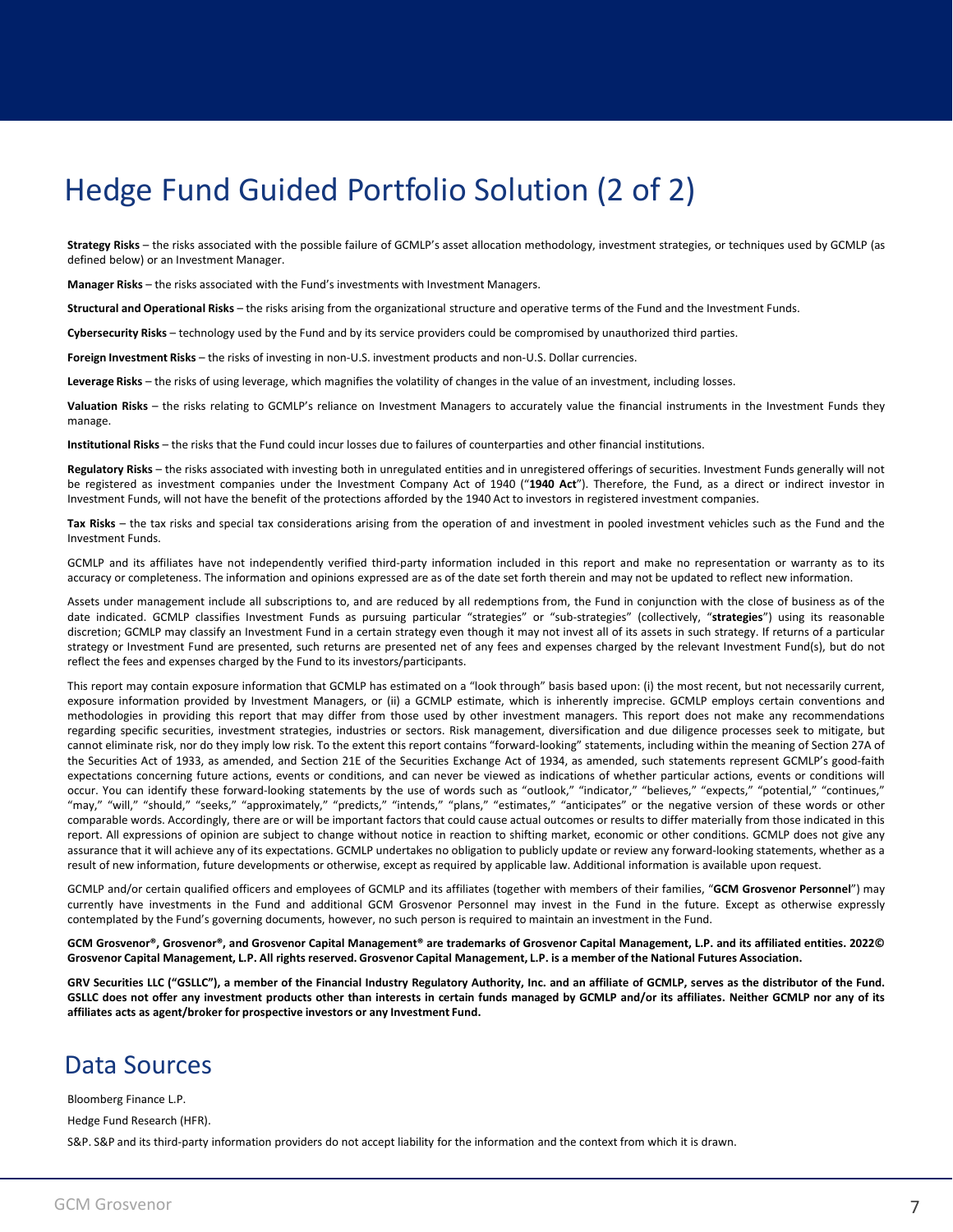# Hedge Fund Guided Portfolio Solution (2 of 2)

**Strategy Risks** – the risks associated with the possible failure of GCMLP's asset allocation methodology, investment strategies, or techniques used by GCMLP (as defined below) or an Investment Manager.

**Manager Risks** – the risks associated with the Fund's investments with Investment Managers.

**Structural and Operational Risks** – the risks arising from the organizational structure and operative terms of the Fund and the Investment Funds.

**Cybersecurity Risks** – technology used by the Fund and by its service providers could be compromised by unauthorized third parties.

**Foreign Investment Risks** – the risks of investing in non-U.S. investment products and non-U.S. Dollar currencies.

**Leverage Risks** – the risks of using leverage, which magnifies the volatility of changes in the value of an investment, including losses.

**Valuation Risks** – the risks relating to GCMLP's reliance on Investment Managers to accurately value the financial instruments in the Investment Funds they manage.

**Institutional Risks** – the risks that the Fund could incur losses due to failures of counterparties and other financial institutions.

**Regulatory Risks** – the risks associated with investing both in unregulated entities and in unregistered offerings of securities. Investment Funds generally will not be registered as investment companies under the Investment Company Act of 1940 ("**1940 Act**"). Therefore, the Fund, as a direct or indirect investor in Investment Funds, will not have the benefit of the protections afforded by the 1940 Act to investors in registered investment companies.

**Tax Risks** – the tax risks and special tax considerations arising from the operation of and investment in pooled investment vehicles such as the Fund and the Investment Funds.

GCMLP and its affiliates have not independently verified third-party information included in this report and make no representation or warranty as to its accuracy or completeness. The information and opinions expressed are as of the date set forth therein and may not be updated to reflect new information.

Assets under management include all subscriptions to, and are reduced by all redemptions from, the Fund in conjunction with the close of business as of the date indicated. GCMLP classifies Investment Funds as pursuing particular "strategies" or "sub-strategies" (collectively, "**strategies**") using its reasonable discretion; GCMLP may classify an Investment Fund in a certain strategy even though it may not invest all of its assets in such strategy. If returns of a particular strategy or Investment Fund are presented, such returns are presented net of any fees and expenses charged by the relevant Investment Fund(s), but do not reflect the fees and expenses charged by the Fund to its investors/participants.

This report may contain exposure information that GCMLP has estimated on a "look through" basis based upon: (i) the most recent, but not necessarily current, exposure information provided by Investment Managers, or (ii) a GCMLP estimate, which is inherently imprecise. GCMLP employs certain conventions and methodologies in providing this report that may differ from those used by other investment managers. This report does not make any recommendations regarding specific securities, investment strategies, industries or sectors. Risk management, diversification and due diligence processes seek to mitigate, but cannot eliminate risk, nor do they imply low risk. To the extent this report contains "forward-looking" statements, including within the meaning of Section 27A of the Securities Act of 1933, as amended, and Section 21E of the Securities Exchange Act of 1934, as amended, such statements represent GCMLP's good-faith expectations concerning future actions, events or conditions, and can never be viewed as indications of whether particular actions, events or conditions will occur. You can identify these forward-looking statements by the use of words such as "outlook," "indicator," "believes," "expects," "potential," "continues," "may," "will," "should," "seeks," "approximately," "predicts," "intends," "plans," "estimates," "anticipates" or the negative version of these words or other comparable words. Accordingly, there are or will be important factors that could cause actual outcomes or results to differ materially from those indicated in this report. All expressions of opinion are subject to change without notice in reaction to shifting market, economic or other conditions. GCMLP does not give any assurance that it will achieve any of its expectations. GCMLP undertakes no obligation to publicly update or review any forward-looking statements, whether as a result of new information, future developments or otherwise, except as required by applicable law. Additional information is available upon request.

GCMLP and/or certain qualified officers and employees of GCMLP and its affiliates (together with members of their families, "**GCM Grosvenor Personnel**") may currently have investments in the Fund and additional GCM Grosvenor Personnel may invest in the Fund in the future. Except as otherwise expressly contemplated by the Fund's governing documents, however, no such person is required to maintain an investment in the Fund.

**GCM Grosvenor®, Grosvenor®, and Grosvenor Capital Management® are trademarks of Grosvenor Capital Management, L.P. and its affiliated entities. 2022© Grosvenor Capital Management, L.P. All rights reserved. Grosvenor Capital Management, L.P. is a member of the National Futures Association.**

**GRV Securities LLC ("GSLLC"), a member of the Financial Industry Regulatory Authority, Inc. and an affiliate of GCMLP, serves as the distributor of the Fund. GSLLC does not offer any investment products other than interests in certain funds managed by GCMLP and/or its affiliates. Neither GCMLP nor any of its affiliates acts as agent/broker for prospective investors or any Investment Fund.**

# Data Sources

Bloomberg Finance L.P.

Hedge Fund Research (HFR).

S&P. S&P and its third-party information providers do not accept liability for the information and the context from which it is drawn.